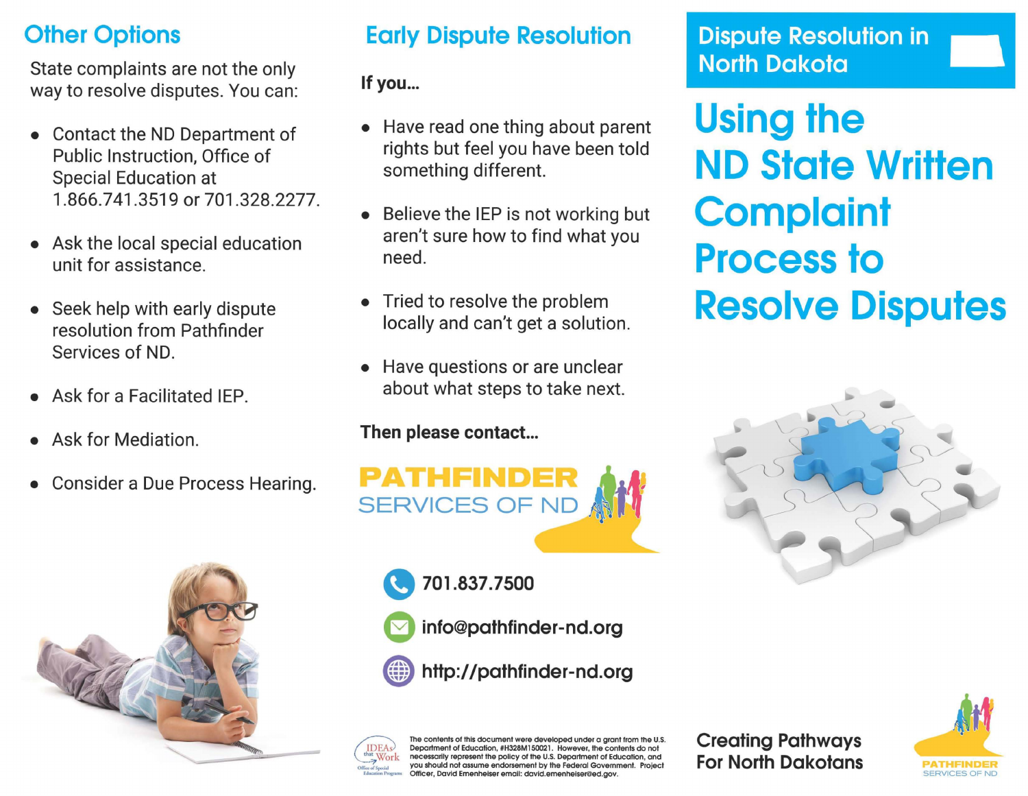## Other Options

State complaints are not the only way to resolve disputes. You can:

- Contact the ND Department of Public Instruction, Office of Special Education at 1.866.741.3519 or 701.328.2277.
- Ask the local special education unit for assistance.
- Seek help with early dispute resolution from Pathfinder Services of ND.
- Ask for a Facilitated IEP.
- Ask for Mediation.
- Consider a Due Process Hearing.

## Early Dispute Resolution

**If you...**

- Have read one thing about parent rights but feel you have been told something different.
- Believe the IEP is not working but aren't sure how to find what you need.
- Tried to resolve the problem locally and can't get a solution.
- Have questions or are unclear about what steps to take next.

**Then please contact...**

**PATHFINDER SERVICES OF ND**

701.837.7500

info@pathfinder-nd.org

http://pathfinder-nd.org

The contents of this document were developed under a grant from the U.S. Department of Education, #H328M150021. However, the contents do not necessarily represent the policy of the U.S. Department of Education, and you should not assume endorsement by the Federal Government. Project Officer, David Emenheiser email: david.emenheiser@ed.gov.

## Dispute Resolution in North Dakota

# Using the ND State Written Complaint Process to Resolve Disputes

**Creating Pathways For North Dakotans**

PATHFINDER SERVICES OF ND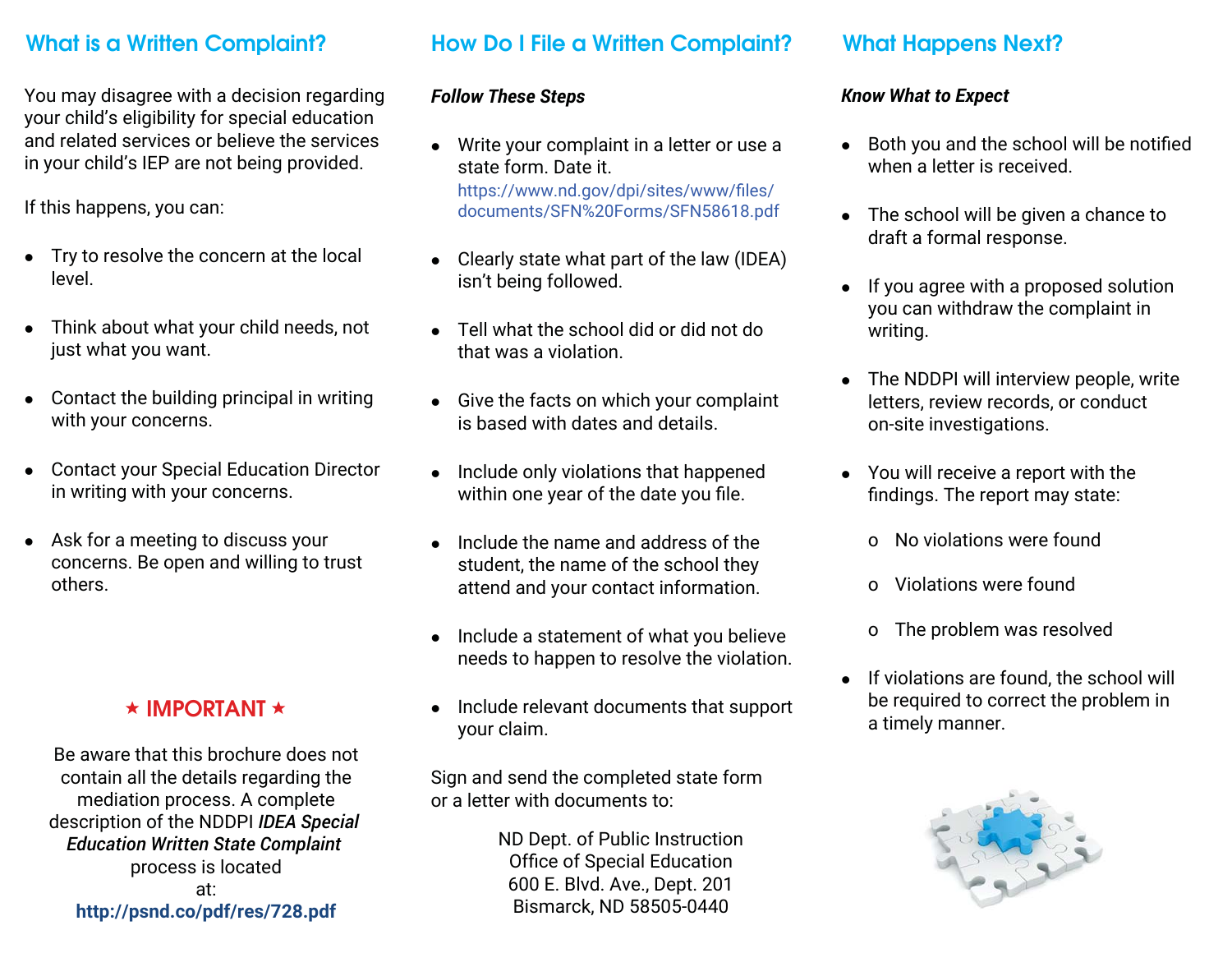## What is a Written Complaint?

You may disagree with a decision regarding your child's eligibility for special education and related services or believe the services in your child's IEP are not being provided.

If this happens, you can:

- Try to resolve the concern at the local level.
- Think about what your child needs, not just what you want.
- Contact the building principal in writing with your concerns.
- Contact your Special Education Director in writing with your concerns.
- Ask for a meeting to discuss your concerns. Be open and willing to trust others.

**★ IMPORTANT ★**

Be aware that this brochure does not contain all the details regarding the mediation process. A complete description of the NDDPI ***IDEA Special Education Written State Complaint*** process is located at:
**http://psnd.co/pdf/res/728.pdf**

## How Do I File a Written Complaint?

***Follow These Steps***

- Write your complaint in a letter or use a state form. Date it.
  https://www.nd.gov/dpi/sites/www/files/documents/SFN%20Forms/SFN58618.pdf
- Clearly state what part of the law (IDEA) isn't being followed.
- Tell what the school did or did not do that was a violation.
- Give the facts on which your complaint is based with dates and details.
- Include only violations that happened within one year of the date you file.
- Include the name and address of the student, the name of the school they attend and your contact information.
- Include a statement of what you believe needs to happen to resolve the violation.
- Include relevant documents that support your claim.

Sign and send the completed state form or a letter with documents to:

ND Dept. of Public Instruction
Office of Special Education
600 E. Blvd. Ave., Dept. 201
Bismarck, ND 58505-0440

## What Happens Next?

***Know What to Expect***

- Both you and the school will be notified when a letter is received.
- The school will be given a chance to draft a formal response.
- If you agree with a proposed solution you can withdraw the complaint in writing.
- The NDDPI will interview people, write letters, review records, or conduct on-site investigations.
- You will receive a report with the findings. The report may state:
  - No violations were found
  - Violations were found
  - The problem was resolved
- If violations are found, the school will be required to correct the problem in a timely manner.